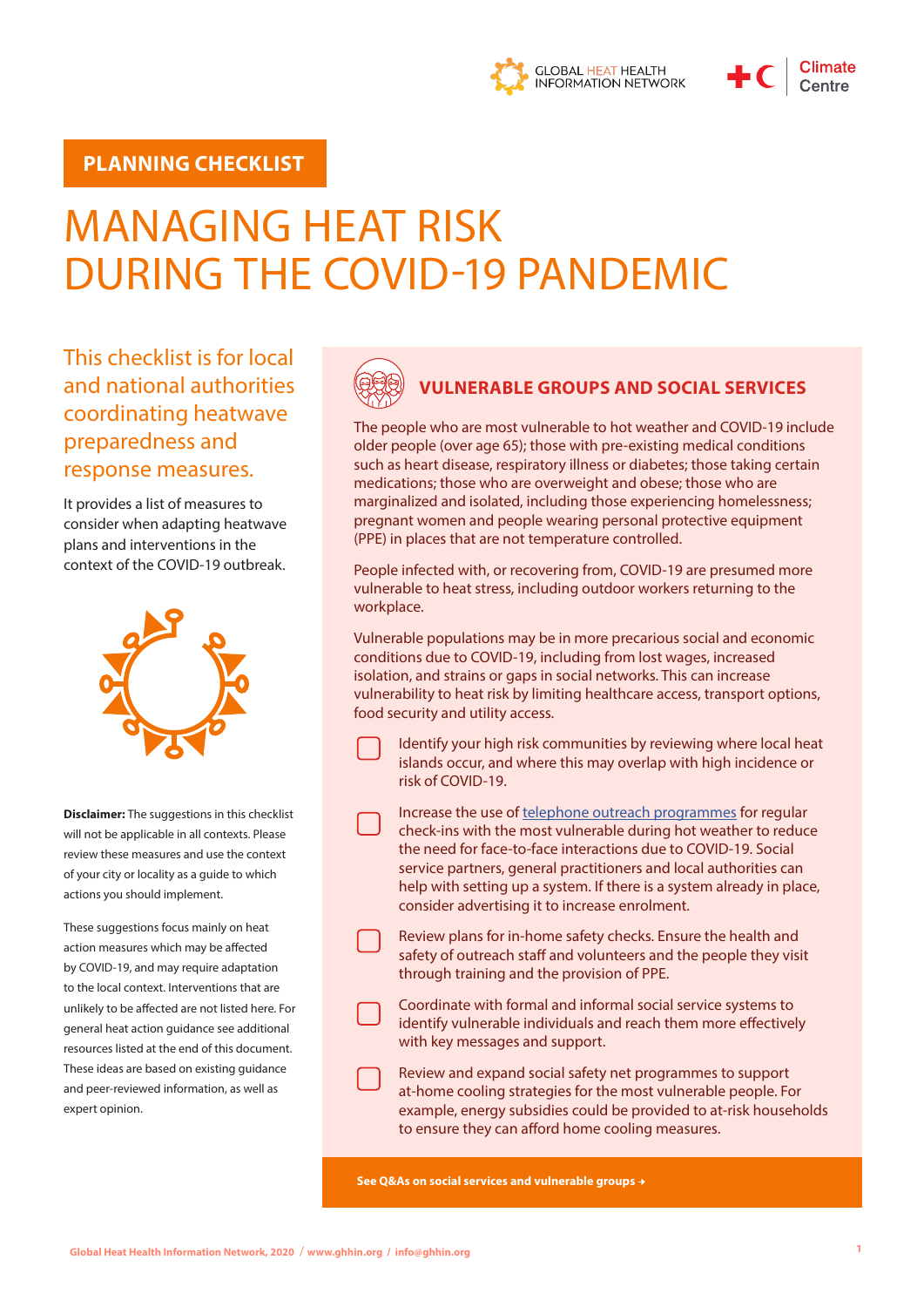PLANNING CHECKLIST

# MANAGING HEAT RISK DURING THE COVID-19 PANDEMIC

## This checklist is for local and national authorities coordinating heatwave preparedness and response measures.

It provides a list of measures to consider when adapting heatwave plans and interventions in the context of the COVID-19 outbreak.

**Disclaimer:** The suggestions in this checklist will not be applicable in all contexts. Please review these measures and use the context of your city or locality as a guide to which actions you should implement.

These suggestions focus mainly on heat action measures which may be affected by COVID-19, and may require adaptation to the local context. Interventions that are unlikely to be affected are not listed here. For general heat action guidance see additional resources listed at the end of this document. These ideas are based on existing guidance and peer-reviewed information, as well as expert opinion.

## VULNERABLE GROUPS AND SOCIAL SERVICES

The people who are most vulnerable to hot weather and COVID-19 include older people (over age 65); those with pre-existing medical conditions such as heart disease, respiratory illness or diabetes; those taking certain medications; those who are overweight and obese; those who are marginalized and isolated, including those experiencing homelessness; pregnant women and people wearing personal protective equipment (PPE) in places that are not temperature controlled.

People infected with, or recovering from, COVID-19 are presumed more vulnerable to heat stress, including outdoor workers returning to the workplace.

Vulnerable populations may be in more precarious social and economic conditions due to COVID-19, including from lost wages, increased isolation, and strains or gaps in social networks. This can increase vulnerability to heat risk by limiting healthcare access, transport options, food security and utility access.

- [ ] Identify your high risk communities by reviewing where local heat islands occur, and where this may overlap with high incidence or risk of COVID-19.
- [ ] Increase the use of telephone outreach programmes for regular check-ins with the most vulnerable during hot weather to reduce the need for face-to-face interactions due to COVID-19. Social service partners, general practitioners and local authorities can help with setting up a system. If there is a system already in place, consider advertising it to increase enrolment.
- [ ] Review plans for in-home safety checks. Ensure the health and safety of outreach staff and volunteers and the people they visit through training and the provision of PPE.
- [ ] Coordinate with formal and informal social service systems to identify vulnerable individuals and reach them more effectively with key messages and support.
- [ ] Review and expand social safety net programmes to support at-home cooling strategies for the most vulnerable people. For example, energy subsidies could be provided to at-risk households to ensure they can afford home cooling measures.

**See Q&As on social services and vulnerable groups →**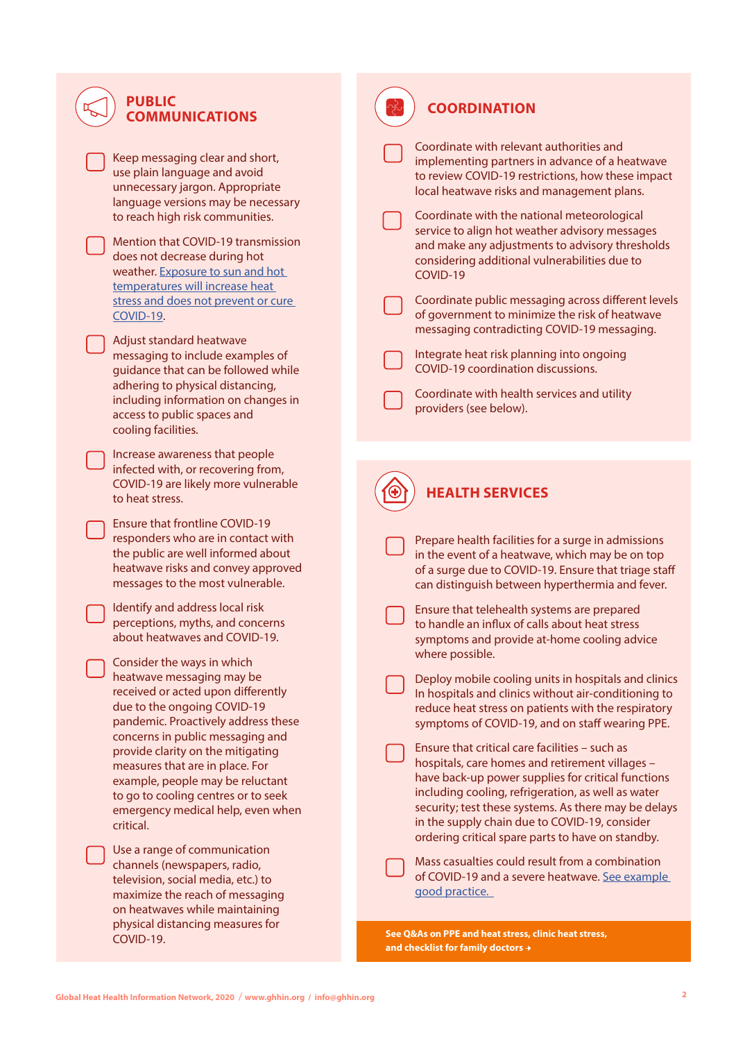## PUBLIC COMMUNICATIONS

- [ ] Keep messaging clear and short, use plain language and avoid unnecessary jargon. Appropriate language versions may be necessary to reach high risk communities.
- [ ] Mention that COVID-19 transmission does not decrease during hot weather. Exposure to sun and hot temperatures will increase heat stress and does not prevent or cure COVID-19.
- [ ] Adjust standard heatwave messaging to include examples of guidance that can be followed while adhering to physical distancing, including information on changes in access to public spaces and cooling facilities.
- [ ] Increase awareness that people infected with, or recovering from, COVID-19 are likely more vulnerable to heat stress.
- [ ] Ensure that frontline COVID-19 responders who are in contact with the public are well informed about heatwave risks and convey approved messages to the most vulnerable.
- [ ] Identify and address local risk perceptions, myths, and concerns about heatwaves and COVID-19.
- [ ] Consider the ways in which heatwave messaging may be received or acted upon differently due to the ongoing COVID-19 pandemic. Proactively address these concerns in public messaging and provide clarity on the mitigating measures that are in place. For example, people may be reluctant to go to cooling centres or to seek emergency medical help, even when critical.
- [ ] Use a range of communication channels (newspapers, radio, television, social media, etc.) to maximize the reach of messaging on heatwaves while maintaining physical distancing measures for COVID-19.

## COORDINATION

- [ ] Coordinate with relevant authorities and implementing partners in advance of a heatwave to review COVID-19 restrictions, how these impact local heatwave risks and management plans.
- [ ] Coordinate with the national meteorological service to align hot weather advisory messages and make any adjustments to advisory thresholds considering additional vulnerabilities due to COVID-19
- [ ] Coordinate public messaging across different levels of government to minimize the risk of heatwave messaging contradicting COVID-19 messaging.
- [ ] Integrate heat risk planning into ongoing COVID-19 coordination discussions.
- [ ] Coordinate with health services and utility providers (see below).

## HEALTH SERVICES

- [ ] Prepare health facilities for a surge in admissions in the event of a heatwave, which may be on top of a surge due to COVID-19. Ensure that triage staff can distinguish between hyperthermia and fever.
- [ ] Ensure that telehealth systems are prepared to handle an influx of calls about heat stress symptoms and provide at-home cooling advice where possible.
- [ ] Deploy mobile cooling units in hospitals and clinics In hospitals and clinics without air-conditioning to reduce heat stress on patients with the respiratory symptoms of COVID-19, and on staff wearing PPE.
- [ ] Ensure that critical care facilities – such as hospitals, care homes and retirement villages – have back-up power supplies for critical functions including cooling, refrigeration, as well as water security; test these systems. As there may be delays in the supply chain due to COVID-19, consider ordering critical spare parts to have on standby.
- [ ] Mass casualties could result from a combination of COVID-19 and a severe heatwave. See example good practice.

**See Q&As on PPE and heat stress, clinic heat stress, and checklist for family doctors →**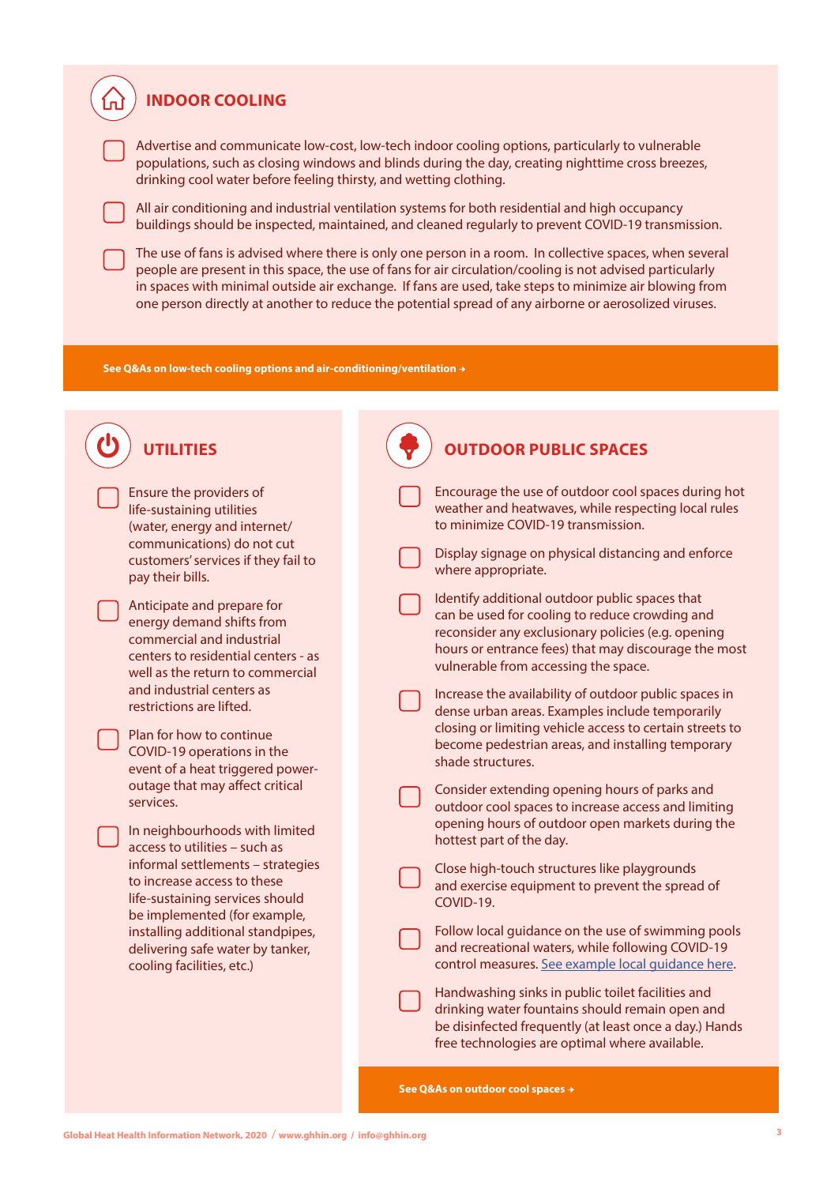## INDOOR COOLING

- [ ] Advertise and communicate low-cost, low-tech indoor cooling options, particularly to vulnerable populations, such as closing windows and blinds during the day, creating nighttime cross breezes, drinking cool water before feeling thirsty, and wetting clothing.
- [ ] All air conditioning and industrial ventilation systems for both residential and high occupancy buildings should be inspected, maintained, and cleaned regularly to prevent COVID-19 transmission.
- [ ] The use of fans is advised where there is only one person in a room. In collective spaces, when several people are present in this space, the use of fans for air circulation/cooling is not advised particularly in spaces with minimal outside air exchange. If fans are used, take steps to minimize air blowing from one person directly at another to reduce the potential spread of any airborne or aerosolized viruses.

**See Q&As on low-tech cooling options and air-conditioning/ventilation →**

## UTILITIES

- [ ] Ensure the providers of life-sustaining utilities (water, energy and internet/communications) do not cut customers' services if they fail to pay their bills.
- [ ] Anticipate and prepare for energy demand shifts from commercial and industrial centers to residential centers - as well as the return to commercial and industrial centers as restrictions are lifted.
- [ ] Plan for how to continue COVID-19 operations in the event of a heat triggered power-outage that may affect critical services.
- [ ] In neighbourhoods with limited access to utilities – such as informal settlements – strategies to increase access to these life-sustaining services should be implemented (for example, installing additional standpipes, delivering safe water by tanker, cooling facilities, etc.)

## OUTDOOR PUBLIC SPACES

- [ ] Encourage the use of outdoor cool spaces during hot weather and heatwaves, while respecting local rules to minimize COVID-19 transmission.
- [ ] Display signage on physical distancing and enforce where appropriate.
- [ ] Identify additional outdoor public spaces that can be used for cooling to reduce crowding and reconsider any exclusionary policies (e.g. opening hours or entrance fees) that may discourage the most vulnerable from accessing the space.
- [ ] Increase the availability of outdoor public spaces in dense urban areas. Examples include temporarily closing or limiting vehicle access to certain streets to become pedestrian areas, and installing temporary shade structures.
- [ ] Consider extending opening hours of parks and outdoor cool spaces to increase access and limiting opening hours of outdoor open markets during the hottest part of the day.
- [ ] Close high-touch structures like playgrounds and exercise equipment to prevent the spread of COVID-19.
- [ ] Follow local guidance on the use of swimming pools and recreational waters, while following COVID-19 control measures. See example local guidance here.
- [ ] Handwashing sinks in public toilet facilities and drinking water fountains should remain open and be disinfected frequently (at least once a day.) Hands free technologies are optimal where available.

**See Q&As on outdoor cool spaces →**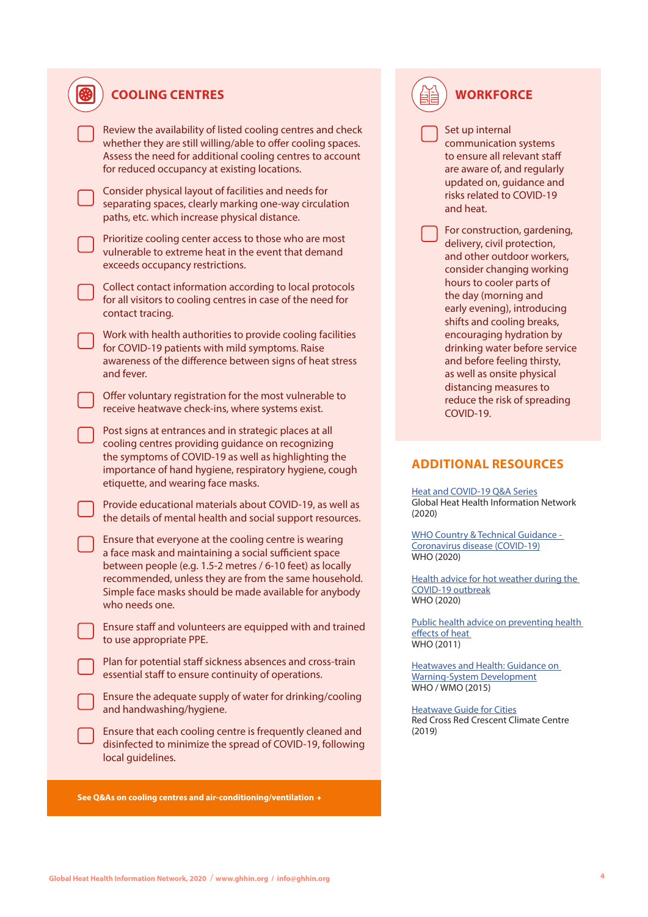## COOLING CENTRES

- [ ] Review the availability of listed cooling centres and check whether they are still willing/able to offer cooling spaces. Assess the need for additional cooling centres to account for reduced occupancy at existing locations.
- [ ] Consider physical layout of facilities and needs for separating spaces, clearly marking one-way circulation paths, etc. which increase physical distance.
- [ ] Prioritize cooling center access to those who are most vulnerable to extreme heat in the event that demand exceeds occupancy restrictions.
- [ ] Collect contact information according to local protocols for all visitors to cooling centres in case of the need for contact tracing.
- [ ] Work with health authorities to provide cooling facilities for COVID-19 patients with mild symptoms. Raise awareness of the difference between signs of heat stress and fever.
- [ ] Offer voluntary registration for the most vulnerable to receive heatwave check-ins, where systems exist.
- [ ] Post signs at entrances and in strategic places at all cooling centres providing guidance on recognizing the symptoms of COVID-19 as well as highlighting the importance of hand hygiene, respiratory hygiene, cough etiquette, and wearing face masks.
- [ ] Provide educational materials about COVID-19, as well as the details of mental health and social support resources.
- [ ] Ensure that everyone at the cooling centre is wearing a face mask and maintaining a social sufficient space between people (e.g. 1.5-2 metres / 6-10 feet) as locally recommended, unless they are from the same household. Simple face masks should be made available for anybody who needs one.
- [ ] Ensure staff and volunteers are equipped with and trained to use appropriate PPE.
- [ ] Plan for potential staff sickness absences and cross-train essential staff to ensure continuity of operations.
- [ ] Ensure the adequate supply of water for drinking/cooling and handwashing/hygiene.
- [ ] Ensure that each cooling centre is frequently cleaned and disinfected to minimize the spread of COVID-19, following local guidelines.

**See Q&As on cooling centres and air-conditioning/ventilation →**

## WORKFORCE

- [ ] Set up internal communication systems to ensure all relevant staff are aware of, and regularly updated on, guidance and risks related to COVID-19 and heat.
- [ ] For construction, gardening, delivery, civil protection, and other outdoor workers, consider changing working hours to cooler parts of the day (morning and early evening), introducing shifts and cooling breaks, encouraging hydration by drinking water before service and before feeling thirsty, as well as onsite physical distancing measures to reduce the risk of spreading COVID-19.

## ADDITIONAL RESOURCES

Heat and COVID-19 Q&A Series
Global Heat Health Information Network (2020)

WHO Country & Technical Guidance - Coronavirus disease (COVID-19)
WHO (2020)

Health advice for hot weather during the COVID-19 outbreak
WHO (2020)

Public health advice on preventing health effects of heat
WHO (2011)

Heatwaves and Health: Guidance on Warning-System Development
WHO / WMO (2015)

Heatwave Guide for Cities
Red Cross Red Crescent Climate Centre (2019)